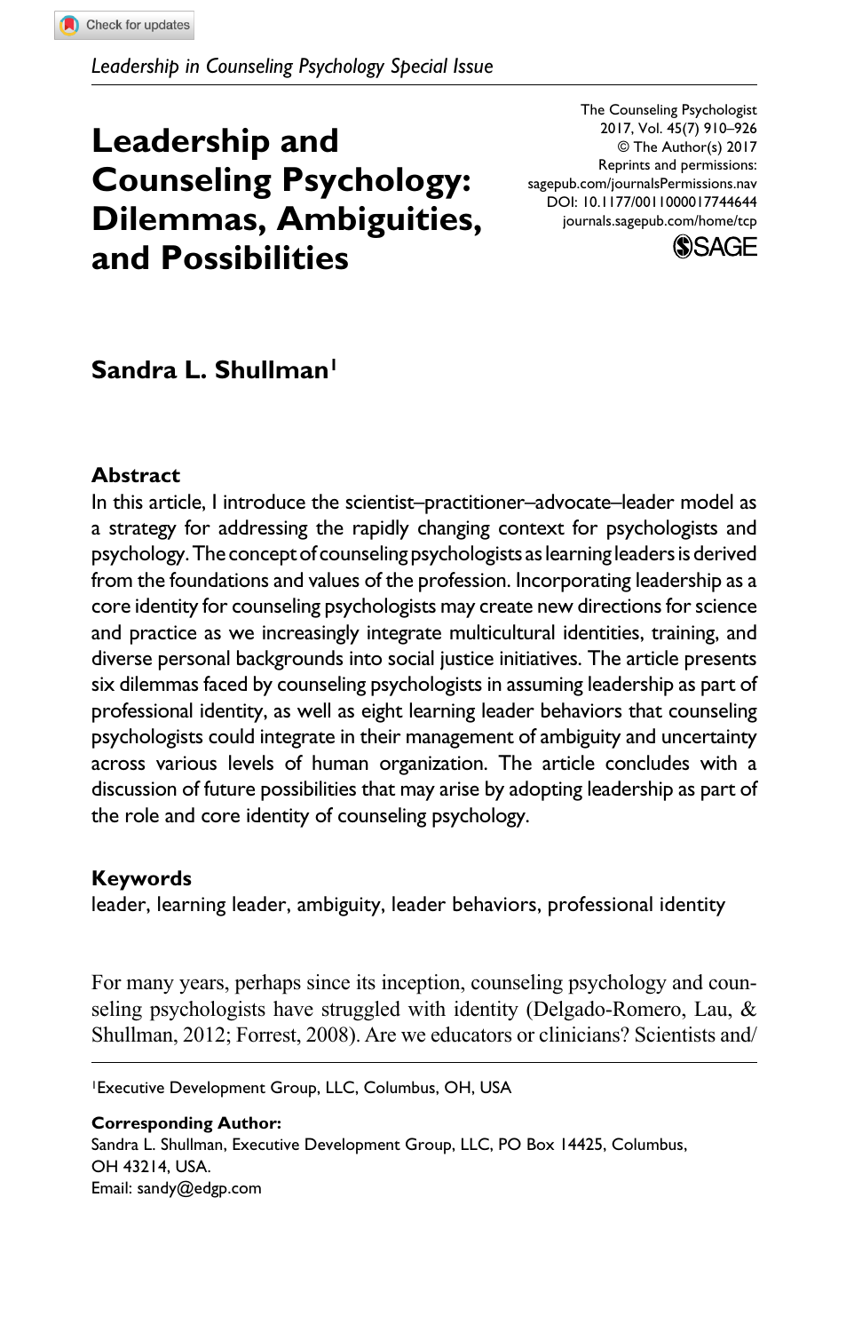*Leadership in Counseling Psychology Special Issue*

# Leadership and Counseling Psychology: Dilemmas, Ambiguities, and Possibilities

The Counseling Psychologist
2017, Vol. 45(7) 910–926
© The Author(s) 2017
Reprints and permissions:
sagepub.com/journalsPermissions.nav
DOI: 10.1177/0011000017744644
journals.sagepub.com/home/tcp

**Sandra L. Shullman**[1]

## Abstract

In this article, I introduce the scientist–practitioner–advocate–leader model as a strategy for addressing the rapidly changing context for psychologists and psychology. The concept of counseling psychologists as learning leaders is derived from the foundations and values of the profession. Incorporating leadership as a core identity for counseling psychologists may create new directions for science and practice as we increasingly integrate multicultural identities, training, and diverse personal backgrounds into social justice initiatives. The article presents six dilemmas faced by counseling psychologists in assuming leadership as part of professional identity, as well as eight learning leader behaviors that counseling psychologists could integrate in their management of ambiguity and uncertainty across various levels of human organization. The article concludes with a discussion of future possibilities that may arise by adopting leadership as part of the role and core identity of counseling psychology.

## Keywords

leader, learning leader, ambiguity, leader behaviors, professional identity

For many years, perhaps since its inception, counseling psychology and counseling psychologists have struggled with identity (Delgado-Romero, Lau, & Shullman, 2012; Forrest, 2008). Are we educators or clinicians? Scientists and/

---

[1]Executive Development Group, LLC, Columbus, OH, USA

**Corresponding Author:**
Sandra L. Shullman, Executive Development Group, LLC, PO Box 14425, Columbus, OH 43214, USA.
Email: sandy@edgp.com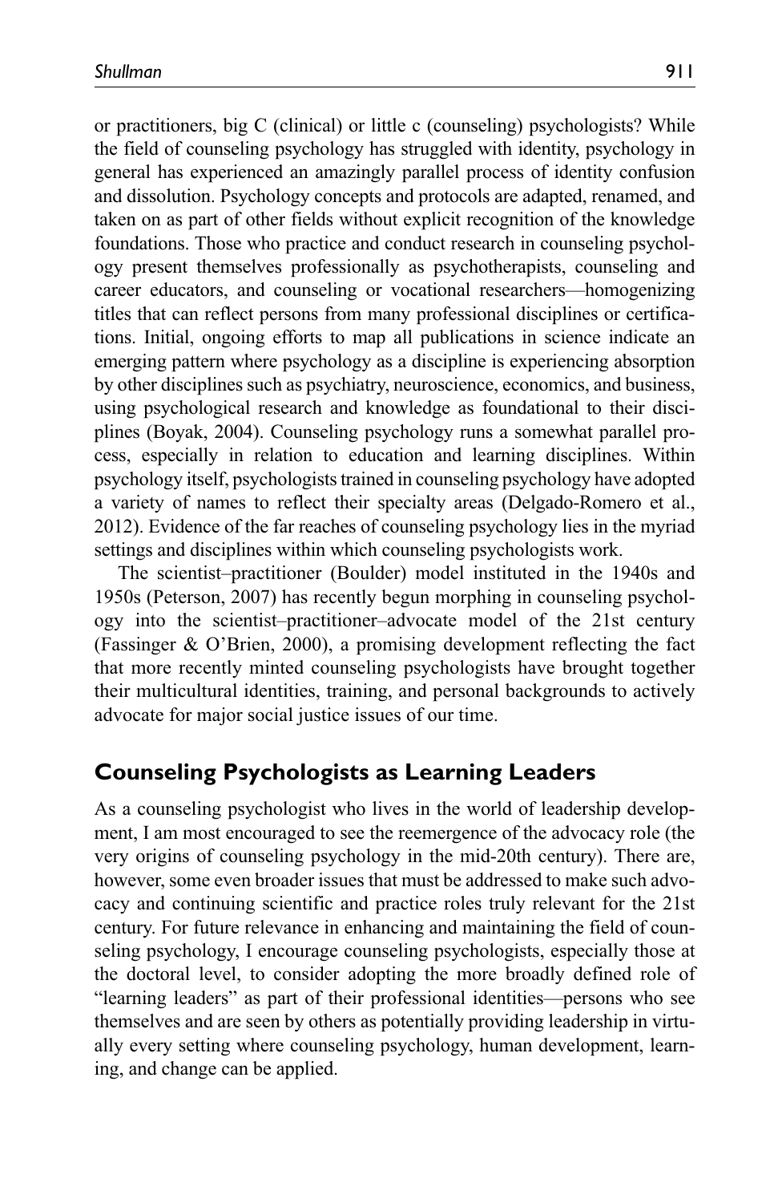or practitioners, big C (clinical) or little c (counseling) psychologists? While the field of counseling psychology has struggled with identity, psychology in general has experienced an amazingly parallel process of identity confusion and dissolution. Psychology concepts and protocols are adapted, renamed, and taken on as part of other fields without explicit recognition of the knowledge foundations. Those who practice and conduct research in counseling psychology present themselves professionally as psychotherapists, counseling and career educators, and counseling or vocational researchers—homogenizing titles that can reflect persons from many professional disciplines or certifications. Initial, ongoing efforts to map all publications in science indicate an emerging pattern where psychology as a discipline is experiencing absorption by other disciplines such as psychiatry, neuroscience, economics, and business, using psychological research and knowledge as foundational to their disciplines (Boyak, 2004). Counseling psychology runs a somewhat parallel process, especially in relation to education and learning disciplines. Within psychology itself, psychologists trained in counseling psychology have adopted a variety of names to reflect their specialty areas (Delgado-Romero et al., 2012). Evidence of the far reaches of counseling psychology lies in the myriad settings and disciplines within which counseling psychologists work.

The scientist–practitioner (Boulder) model instituted in the 1940s and 1950s (Peterson, 2007) has recently begun morphing in counseling psychology into the scientist–practitioner–advocate model of the 21st century (Fassinger & O'Brien, 2000), a promising development reflecting the fact that more recently minted counseling psychologists have brought together their multicultural identities, training, and personal backgrounds to actively advocate for major social justice issues of our time.

## Counseling Psychologists as Learning Leaders

As a counseling psychologist who lives in the world of leadership development, I am most encouraged to see the reemergence of the advocacy role (the very origins of counseling psychology in the mid-20th century). There are, however, some even broader issues that must be addressed to make such advocacy and continuing scientific and practice roles truly relevant for the 21st century. For future relevance in enhancing and maintaining the field of counseling psychology, I encourage counseling psychologists, especially those at the doctoral level, to consider adopting the more broadly defined role of "learning leaders" as part of their professional identities—persons who see themselves and are seen by others as potentially providing leadership in virtually every setting where counseling psychology, human development, learning, and change can be applied.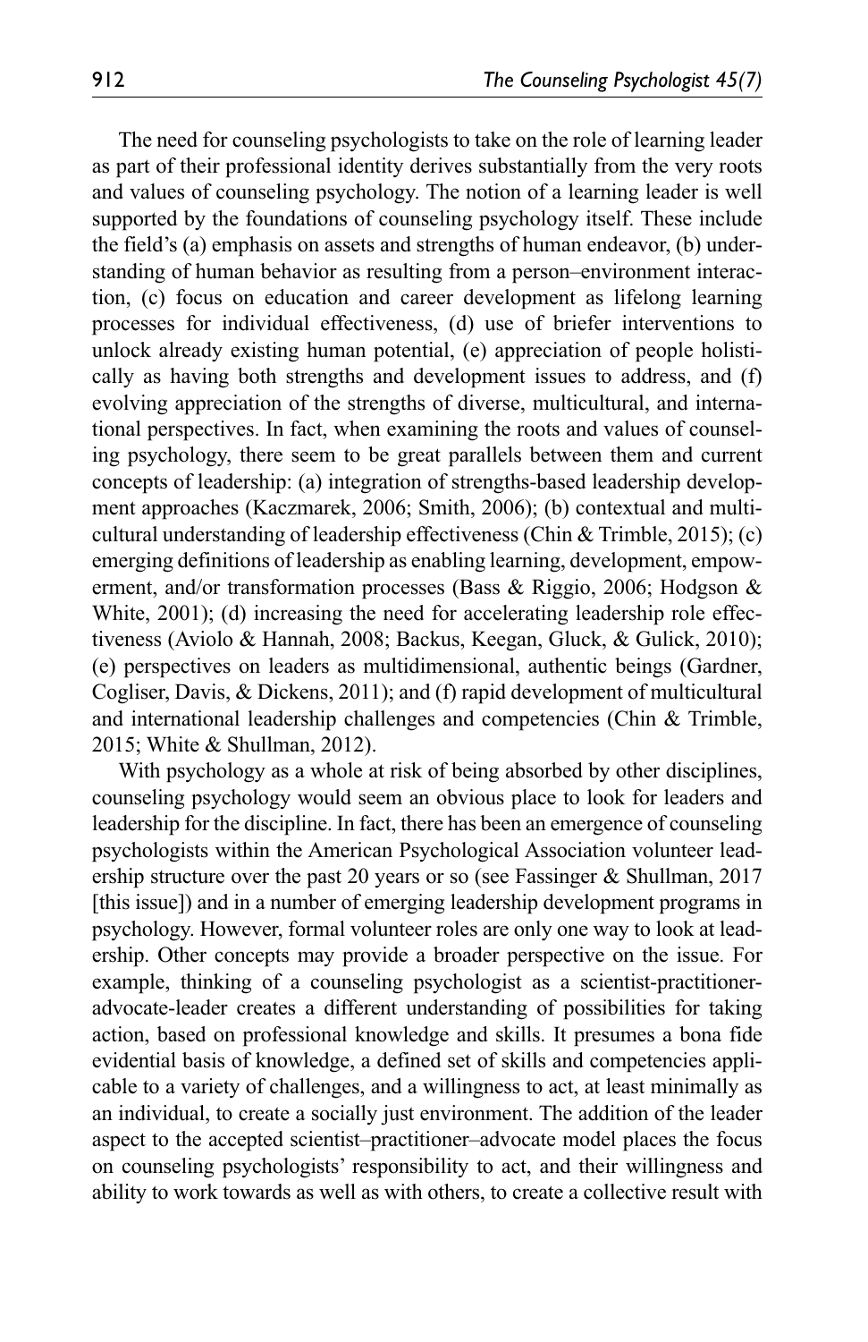The need for counseling psychologists to take on the role of learning leader as part of their professional identity derives substantially from the very roots and values of counseling psychology. The notion of a learning leader is well supported by the foundations of counseling psychology itself. These include the field's (a) emphasis on assets and strengths of human endeavor, (b) understanding of human behavior as resulting from a person–environment interaction, (c) focus on education and career development as lifelong learning processes for individual effectiveness, (d) use of briefer interventions to unlock already existing human potential, (e) appreciation of people holistically as having both strengths and development issues to address, and (f) evolving appreciation of the strengths of diverse, multicultural, and international perspectives. In fact, when examining the roots and values of counseling psychology, there seem to be great parallels between them and current concepts of leadership: (a) integration of strengths-based leadership development approaches (Kaczmarek, 2006; Smith, 2006); (b) contextual and multicultural understanding of leadership effectiveness (Chin & Trimble, 2015); (c) emerging definitions of leadership as enabling learning, development, empowerment, and/or transformation processes (Bass & Riggio, 2006; Hodgson & White, 2001); (d) increasing the need for accelerating leadership role effectiveness (Aviolo & Hannah, 2008; Backus, Keegan, Gluck, & Gulick, 2010); (e) perspectives on leaders as multidimensional, authentic beings (Gardner, Cogliser, Davis, & Dickens, 2011); and (f) rapid development of multicultural and international leadership challenges and competencies (Chin & Trimble, 2015; White & Shullman, 2012).

With psychology as a whole at risk of being absorbed by other disciplines, counseling psychology would seem an obvious place to look for leaders and leadership for the discipline. In fact, there has been an emergence of counseling psychologists within the American Psychological Association volunteer leadership structure over the past 20 years or so (see Fassinger & Shullman, 2017 [this issue]) and in a number of emerging leadership development programs in psychology. However, formal volunteer roles are only one way to look at leadership. Other concepts may provide a broader perspective on the issue. For example, thinking of a counseling psychologist as a scientist-practitioner-advocate-leader creates a different understanding of possibilities for taking action, based on professional knowledge and skills. It presumes a bona fide evidential basis of knowledge, a defined set of skills and competencies applicable to a variety of challenges, and a willingness to act, at least minimally as an individual, to create a socially just environment. The addition of the leader aspect to the accepted scientist–practitioner–advocate model places the focus on counseling psychologists' responsibility to act, and their willingness and ability to work towards as well as with others, to create a collective result with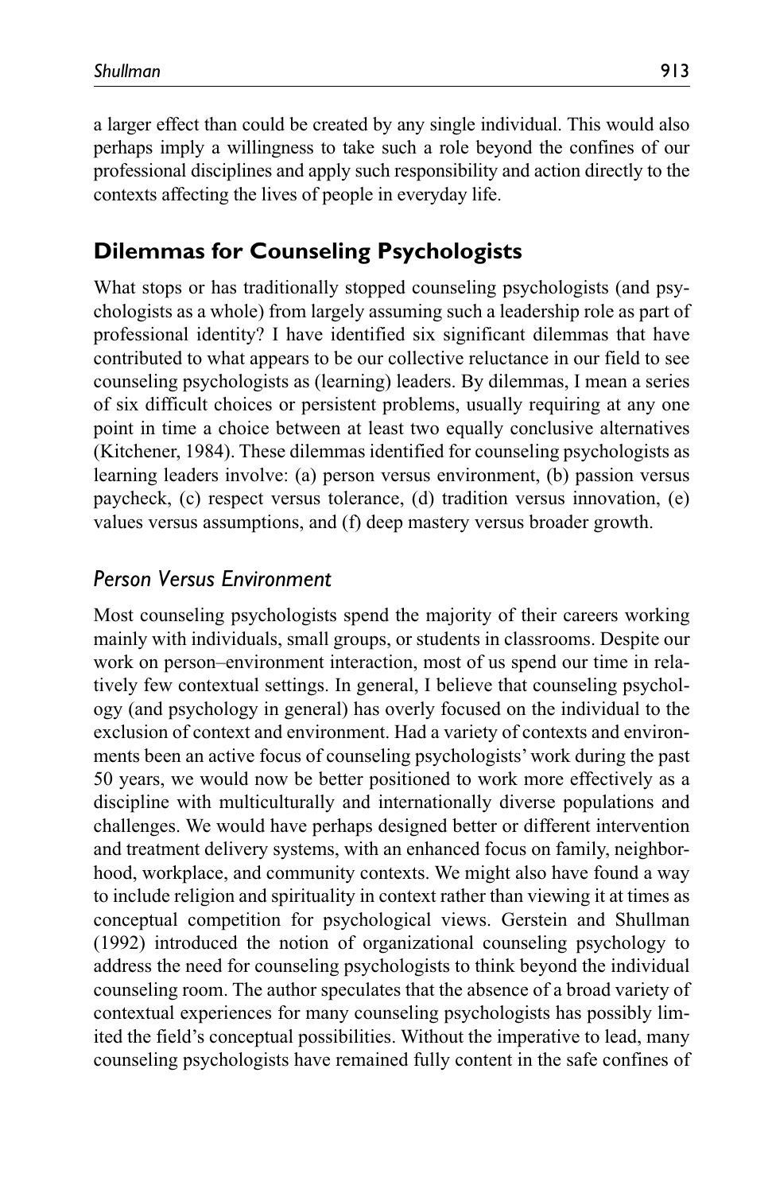a larger effect than could be created by any single individual. This would also perhaps imply a willingness to take such a role beyond the confines of our professional disciplines and apply such responsibility and action directly to the contexts affecting the lives of people in everyday life.

## Dilemmas for Counseling Psychologists

What stops or has traditionally stopped counseling psychologists (and psychologists as a whole) from largely assuming such a leadership role as part of professional identity? I have identified six significant dilemmas that have contributed to what appears to be our collective reluctance in our field to see counseling psychologists as (learning) leaders. By dilemmas, I mean a series of six difficult choices or persistent problems, usually requiring at any one point in time a choice between at least two equally conclusive alternatives (Kitchener, 1984). These dilemmas identified for counseling psychologists as learning leaders involve: (a) person versus environment, (b) passion versus paycheck, (c) respect versus tolerance, (d) tradition versus innovation, (e) values versus assumptions, and (f) deep mastery versus broader growth.

### *Person Versus Environment*

Most counseling psychologists spend the majority of their careers working mainly with individuals, small groups, or students in classrooms. Despite our work on person–environment interaction, most of us spend our time in relatively few contextual settings. In general, I believe that counseling psychology (and psychology in general) has overly focused on the individual to the exclusion of context and environment. Had a variety of contexts and environments been an active focus of counseling psychologists' work during the past 50 years, we would now be better positioned to work more effectively as a discipline with multiculturally and internationally diverse populations and challenges. We would have perhaps designed better or different intervention and treatment delivery systems, with an enhanced focus on family, neighborhood, workplace, and community contexts. We might also have found a way to include religion and spirituality in context rather than viewing it at times as conceptual competition for psychological views. Gerstein and Shullman (1992) introduced the notion of organizational counseling psychology to address the need for counseling psychologists to think beyond the individual counseling room. The author speculates that the absence of a broad variety of contextual experiences for many counseling psychologists has possibly limited the field's conceptual possibilities. Without the imperative to lead, many counseling psychologists have remained fully content in the safe confines of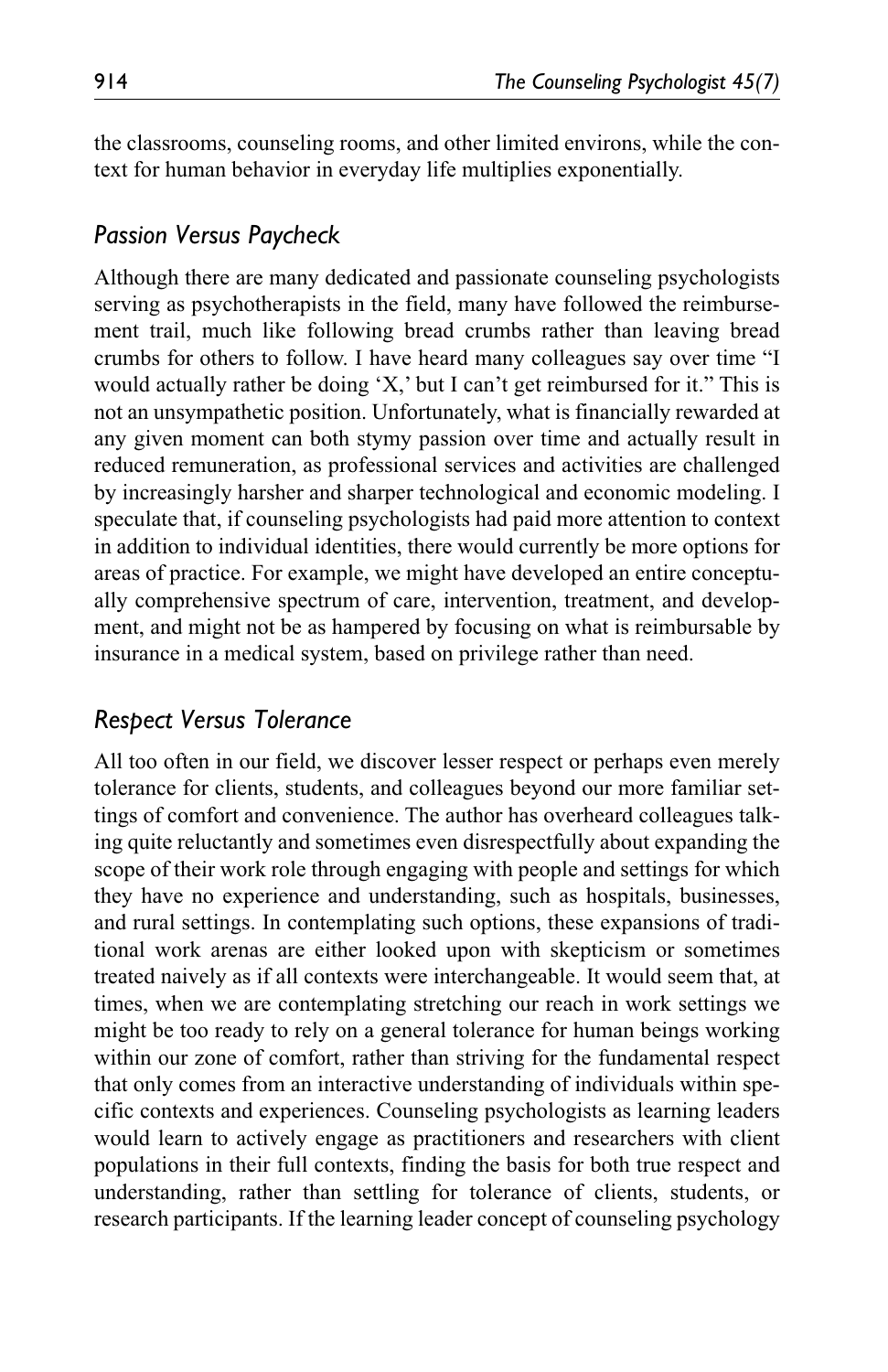the classrooms, counseling rooms, and other limited environs, while the context for human behavior in everyday life multiplies exponentially.

### *Passion Versus Paycheck*

Although there are many dedicated and passionate counseling psychologists serving as psychotherapists in the field, many have followed the reimbursement trail, much like following bread crumbs rather than leaving bread crumbs for others to follow. I have heard many colleagues say over time "I would actually rather be doing 'X,' but I can't get reimbursed for it." This is not an unsympathetic position. Unfortunately, what is financially rewarded at any given moment can both stymy passion over time and actually result in reduced remuneration, as professional services and activities are challenged by increasingly harsher and sharper technological and economic modeling. I speculate that, if counseling psychologists had paid more attention to context in addition to individual identities, there would currently be more options for areas of practice. For example, we might have developed an entire conceptually comprehensive spectrum of care, intervention, treatment, and development, and might not be as hampered by focusing on what is reimbursable by insurance in a medical system, based on privilege rather than need.

### *Respect Versus Tolerance*

All too often in our field, we discover lesser respect or perhaps even merely tolerance for clients, students, and colleagues beyond our more familiar settings of comfort and convenience. The author has overheard colleagues talking quite reluctantly and sometimes even disrespectfully about expanding the scope of their work role through engaging with people and settings for which they have no experience and understanding, such as hospitals, businesses, and rural settings. In contemplating such options, these expansions of traditional work arenas are either looked upon with skepticism or sometimes treated naively as if all contexts were interchangeable. It would seem that, at times, when we are contemplating stretching our reach in work settings we might be too ready to rely on a general tolerance for human beings working within our zone of comfort, rather than striving for the fundamental respect that only comes from an interactive understanding of individuals within specific contexts and experiences. Counseling psychologists as learning leaders would learn to actively engage as practitioners and researchers with client populations in their full contexts, finding the basis for both true respect and understanding, rather than settling for tolerance of clients, students, or research participants. If the learning leader concept of counseling psychology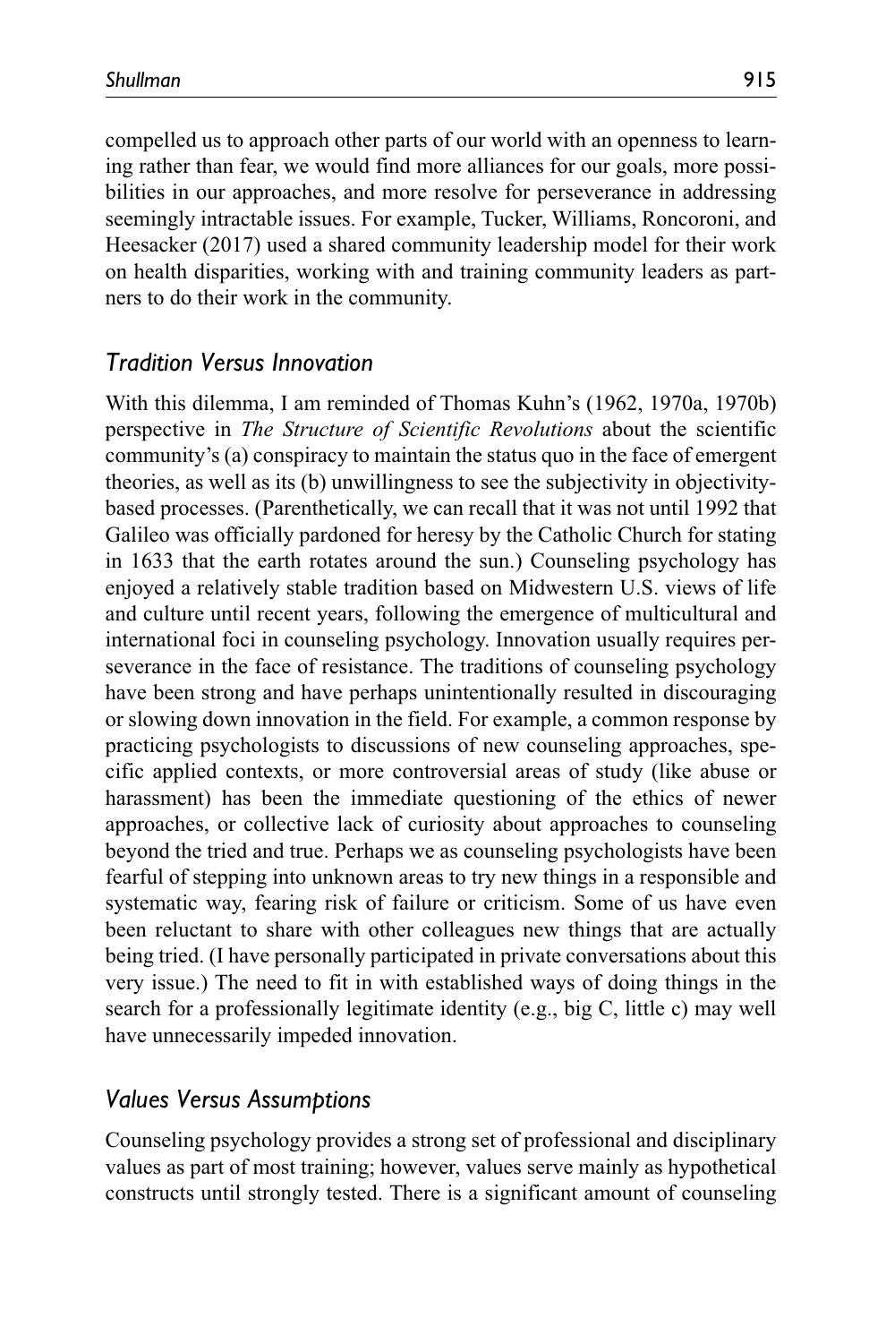compelled us to approach other parts of our world with an openness to learning rather than fear, we would find more alliances for our goals, more possibilities in our approaches, and more resolve for perseverance in addressing seemingly intractable issues. For example, Tucker, Williams, Roncoroni, and Heesacker (2017) used a shared community leadership model for their work on health disparities, working with and training community leaders as partners to do their work in the community.

## *Tradition Versus Innovation*

With this dilemma, I am reminded of Thomas Kuhn's (1962, 1970a, 1970b) perspective in *The Structure of Scientific Revolutions* about the scientific community's (a) conspiracy to maintain the status quo in the face of emergent theories, as well as its (b) unwillingness to see the subjectivity in objectivity-based processes. (Parenthetically, we can recall that it was not until 1992 that Galileo was officially pardoned for heresy by the Catholic Church for stating in 1633 that the earth rotates around the sun.) Counseling psychology has enjoyed a relatively stable tradition based on Midwestern U.S. views of life and culture until recent years, following the emergence of multicultural and international foci in counseling psychology. Innovation usually requires perseverance in the face of resistance. The traditions of counseling psychology have been strong and have perhaps unintentionally resulted in discouraging or slowing down innovation in the field. For example, a common response by practicing psychologists to discussions of new counseling approaches, specific applied contexts, or more controversial areas of study (like abuse or harassment) has been the immediate questioning of the ethics of newer approaches, or collective lack of curiosity about approaches to counseling beyond the tried and true. Perhaps we as counseling psychologists have been fearful of stepping into unknown areas to try new things in a responsible and systematic way, fearing risk of failure or criticism. Some of us have even been reluctant to share with other colleagues new things that are actually being tried. (I have personally participated in private conversations about this very issue.) The need to fit in with established ways of doing things in the search for a professionally legitimate identity (e.g., big C, little c) may well have unnecessarily impeded innovation.

## *Values Versus Assumptions*

Counseling psychology provides a strong set of professional and disciplinary values as part of most training; however, values serve mainly as hypothetical constructs until strongly tested. There is a significant amount of counseling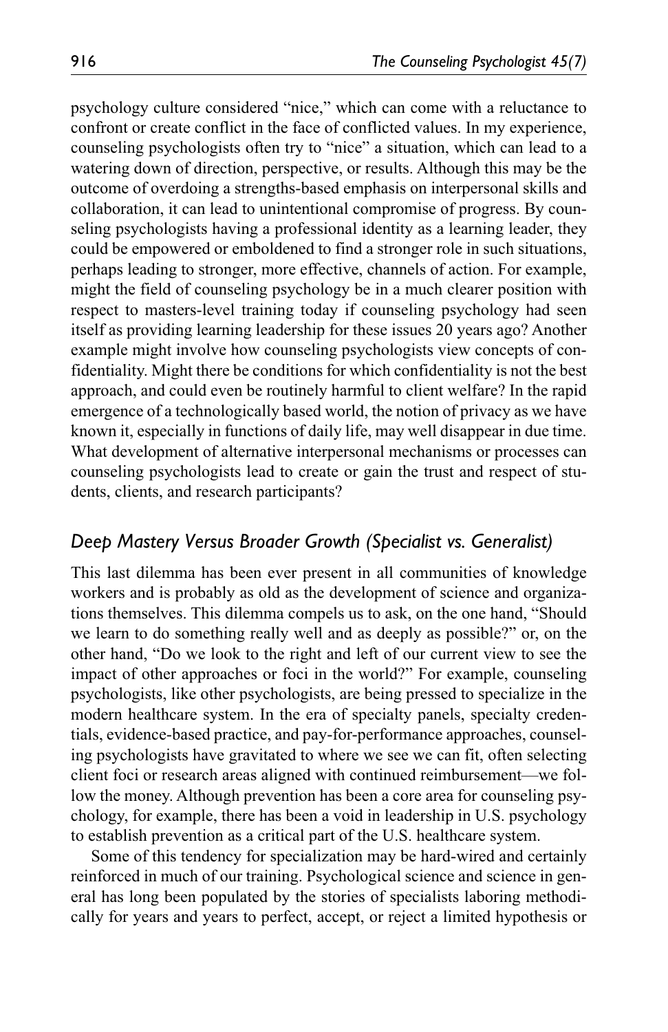psychology culture considered "nice," which can come with a reluctance to confront or create conflict in the face of conflicted values. In my experience, counseling psychologists often try to "nice" a situation, which can lead to a watering down of direction, perspective, or results. Although this may be the outcome of overdoing a strengths-based emphasis on interpersonal skills and collaboration, it can lead to unintentional compromise of progress. By counseling psychologists having a professional identity as a learning leader, they could be empowered or emboldened to find a stronger role in such situations, perhaps leading to stronger, more effective, channels of action. For example, might the field of counseling psychology be in a much clearer position with respect to masters-level training today if counseling psychology had seen itself as providing learning leadership for these issues 20 years ago? Another example might involve how counseling psychologists view concepts of confidentiality. Might there be conditions for which confidentiality is not the best approach, and could even be routinely harmful to client welfare? In the rapid emergence of a technologically based world, the notion of privacy as we have known it, especially in functions of daily life, may well disappear in due time. What development of alternative interpersonal mechanisms or processes can counseling psychologists lead to create or gain the trust and respect of students, clients, and research participants?

## *Deep Mastery Versus Broader Growth (Specialist vs. Generalist)*

This last dilemma has been ever present in all communities of knowledge workers and is probably as old as the development of science and organizations themselves. This dilemma compels us to ask, on the one hand, "Should we learn to do something really well and as deeply as possible?" or, on the other hand, "Do we look to the right and left of our current view to see the impact of other approaches or foci in the world?" For example, counseling psychologists, like other psychologists, are being pressed to specialize in the modern healthcare system. In the era of specialty panels, specialty credentials, evidence-based practice, and pay-for-performance approaches, counseling psychologists have gravitated to where we see we can fit, often selecting client foci or research areas aligned with continued reimbursement—we follow the money. Although prevention has been a core area for counseling psychology, for example, there has been a void in leadership in U.S. psychology to establish prevention as a critical part of the U.S. healthcare system.

Some of this tendency for specialization may be hard-wired and certainly reinforced in much of our training. Psychological science and science in general has long been populated by the stories of specialists laboring methodically for years and years to perfect, accept, or reject a limited hypothesis or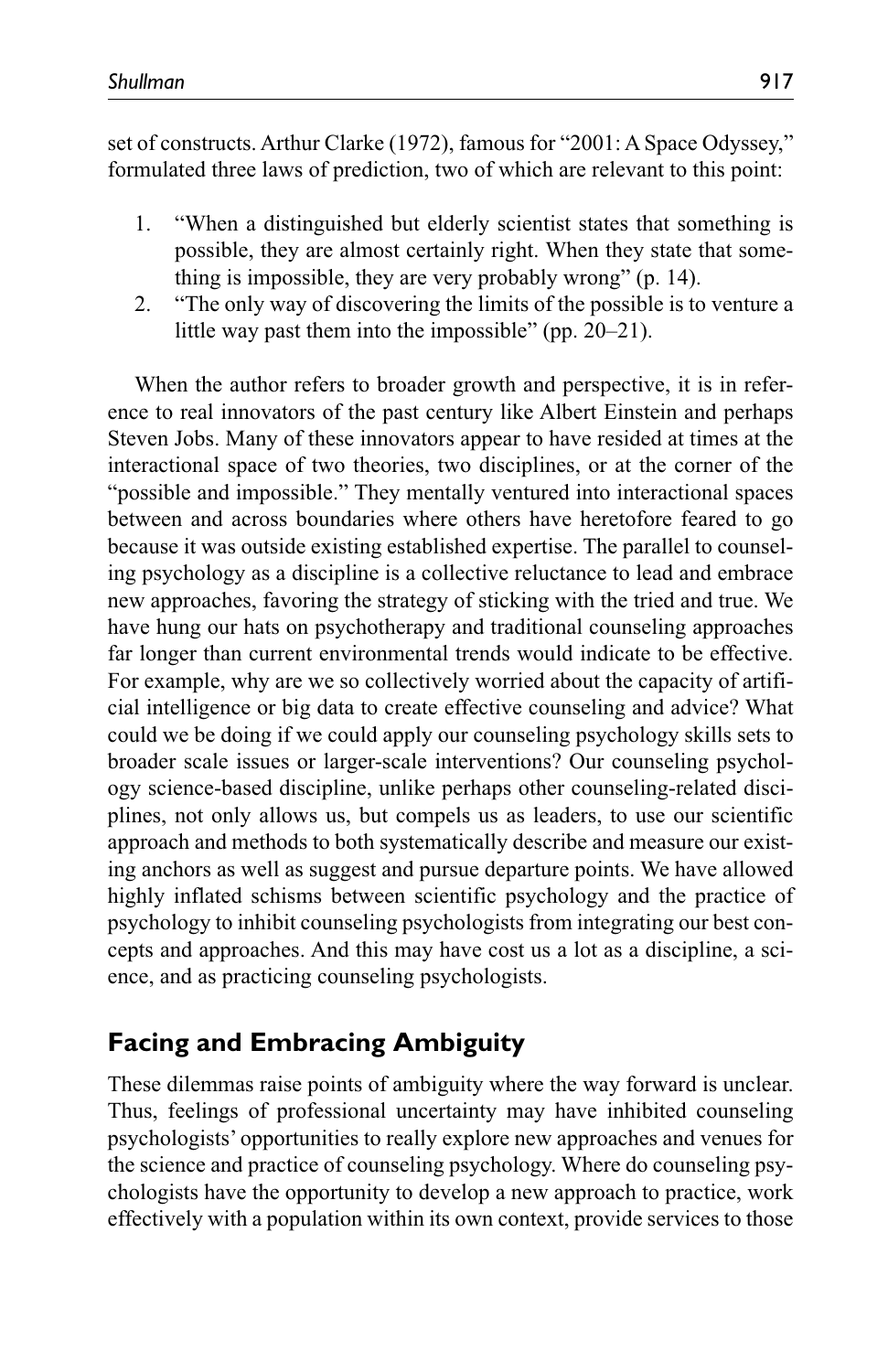set of constructs. Arthur Clarke (1972), famous for "2001: A Space Odyssey," formulated three laws of prediction, two of which are relevant to this point:

1. "When a distinguished but elderly scientist states that something is possible, they are almost certainly right. When they state that something is impossible, they are very probably wrong" (p. 14).
2. "The only way of discovering the limits of the possible is to venture a little way past them into the impossible" (pp. 20–21).

When the author refers to broader growth and perspective, it is in reference to real innovators of the past century like Albert Einstein and perhaps Steven Jobs. Many of these innovators appear to have resided at times at the interactional space of two theories, two disciplines, or at the corner of the "possible and impossible." They mentally ventured into interactional spaces between and across boundaries where others have heretofore feared to go because it was outside existing established expertise. The parallel to counseling psychology as a discipline is a collective reluctance to lead and embrace new approaches, favoring the strategy of sticking with the tried and true. We have hung our hats on psychotherapy and traditional counseling approaches far longer than current environmental trends would indicate to be effective. For example, why are we so collectively worried about the capacity of artificial intelligence or big data to create effective counseling and advice? What could we be doing if we could apply our counseling psychology skills sets to broader scale issues or larger-scale interventions? Our counseling psychology science-based discipline, unlike perhaps other counseling-related disciplines, not only allows us, but compels us as leaders, to use our scientific approach and methods to both systematically describe and measure our existing anchors as well as suggest and pursue departure points. We have allowed highly inflated schisms between scientific psychology and the practice of psychology to inhibit counseling psychologists from integrating our best concepts and approaches. And this may have cost us a lot as a discipline, a science, and as practicing counseling psychologists.

## Facing and Embracing Ambiguity

These dilemmas raise points of ambiguity where the way forward is unclear. Thus, feelings of professional uncertainty may have inhibited counseling psychologists' opportunities to really explore new approaches and venues for the science and practice of counseling psychology. Where do counseling psychologists have the opportunity to develop a new approach to practice, work effectively with a population within its own context, provide services to those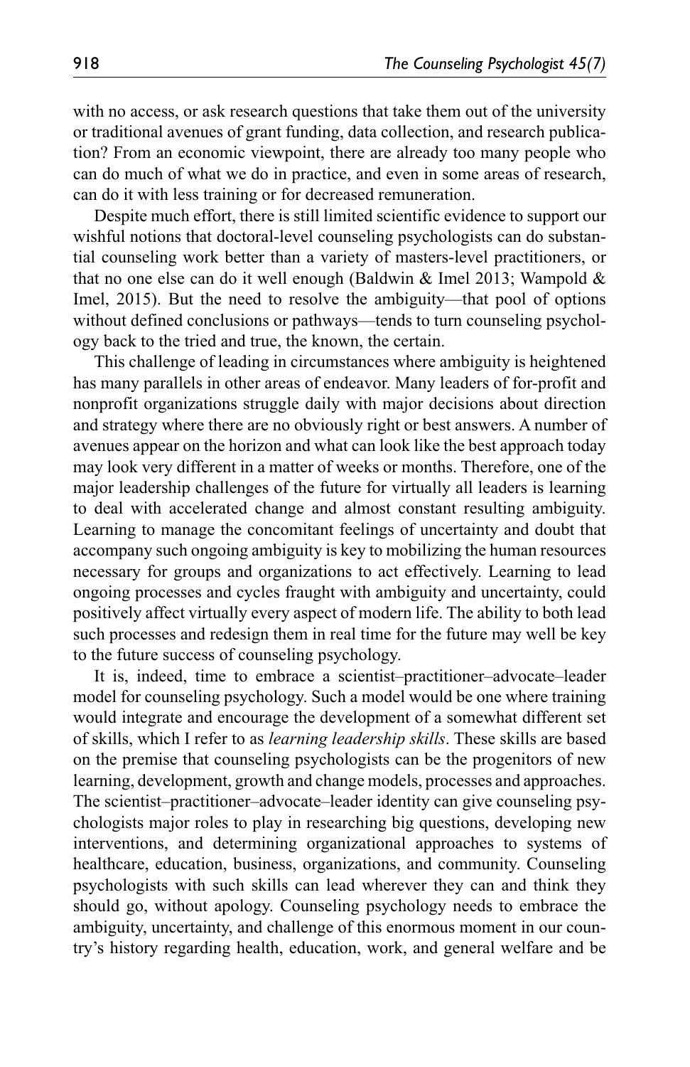with no access, or ask research questions that take them out of the university or traditional avenues of grant funding, data collection, and research publication? From an economic viewpoint, there are already too many people who can do much of what we do in practice, and even in some areas of research, can do it with less training or for decreased remuneration.

Despite much effort, there is still limited scientific evidence to support our wishful notions that doctoral-level counseling psychologists can do substantial counseling work better than a variety of masters-level practitioners, or that no one else can do it well enough (Baldwin & Imel 2013; Wampold & Imel, 2015). But the need to resolve the ambiguity—that pool of options without defined conclusions or pathways—tends to turn counseling psychology back to the tried and true, the known, the certain.

This challenge of leading in circumstances where ambiguity is heightened has many parallels in other areas of endeavor. Many leaders of for-profit and nonprofit organizations struggle daily with major decisions about direction and strategy where there are no obviously right or best answers. A number of avenues appear on the horizon and what can look like the best approach today may look very different in a matter of weeks or months. Therefore, one of the major leadership challenges of the future for virtually all leaders is learning to deal with accelerated change and almost constant resulting ambiguity. Learning to manage the concomitant feelings of uncertainty and doubt that accompany such ongoing ambiguity is key to mobilizing the human resources necessary for groups and organizations to act effectively. Learning to lead ongoing processes and cycles fraught with ambiguity and uncertainty, could positively affect virtually every aspect of modern life. The ability to both lead such processes and redesign them in real time for the future may well be key to the future success of counseling psychology.

It is, indeed, time to embrace a scientist–practitioner–advocate–leader model for counseling psychology. Such a model would be one where training would integrate and encourage the development of a somewhat different set of skills, which I refer to as *learning leadership skills*. These skills are based on the premise that counseling psychologists can be the progenitors of new learning, development, growth and change models, processes and approaches. The scientist–practitioner–advocate–leader identity can give counseling psychologists major roles to play in researching big questions, developing new interventions, and determining organizational approaches to systems of healthcare, education, business, organizations, and community. Counseling psychologists with such skills can lead wherever they can and think they should go, without apology. Counseling psychology needs to embrace the ambiguity, uncertainty, and challenge of this enormous moment in our country's history regarding health, education, work, and general welfare and be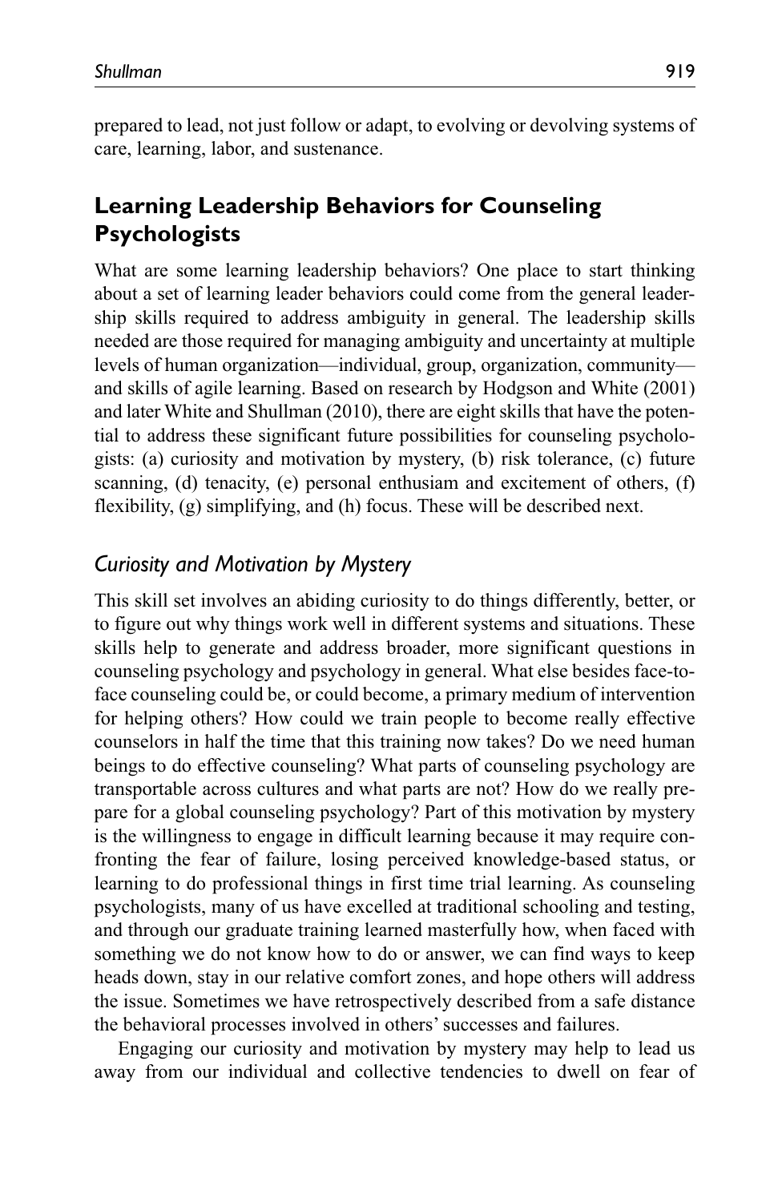prepared to lead, not just follow or adapt, to evolving or devolving systems of care, learning, labor, and sustenance.

## Learning Leadership Behaviors for Counseling Psychologists

What are some learning leadership behaviors? One place to start thinking about a set of learning leader behaviors could come from the general leadership skills required to address ambiguity in general. The leadership skills needed are those required for managing ambiguity and uncertainty at multiple levels of human organization—individual, group, organization, community—and skills of agile learning. Based on research by Hodgson and White (2001) and later White and Shullman (2010), there are eight skills that have the potential to address these significant future possibilities for counseling psychologists: (a) curiosity and motivation by mystery, (b) risk tolerance, (c) future scanning, (d) tenacity, (e) personal enthusiam and excitement of others, (f) flexibility, (g) simplifying, and (h) focus. These will be described next.

### *Curiosity and Motivation by Mystery*

This skill set involves an abiding curiosity to do things differently, better, or to figure out why things work well in different systems and situations. These skills help to generate and address broader, more significant questions in counseling psychology and psychology in general. What else besides face-to-face counseling could be, or could become, a primary medium of intervention for helping others? How could we train people to become really effective counselors in half the time that this training now takes? Do we need human beings to do effective counseling? What parts of counseling psychology are transportable across cultures and what parts are not? How do we really prepare for a global counseling psychology? Part of this motivation by mystery is the willingness to engage in difficult learning because it may require confronting the fear of failure, losing perceived knowledge-based status, or learning to do professional things in first time trial learning. As counseling psychologists, many of us have excelled at traditional schooling and testing, and through our graduate training learned masterfully how, when faced with something we do not know how to do or answer, we can find ways to keep heads down, stay in our relative comfort zones, and hope others will address the issue. Sometimes we have retrospectively described from a safe distance the behavioral processes involved in others' successes and failures.

Engaging our curiosity and motivation by mystery may help to lead us away from our individual and collective tendencies to dwell on fear of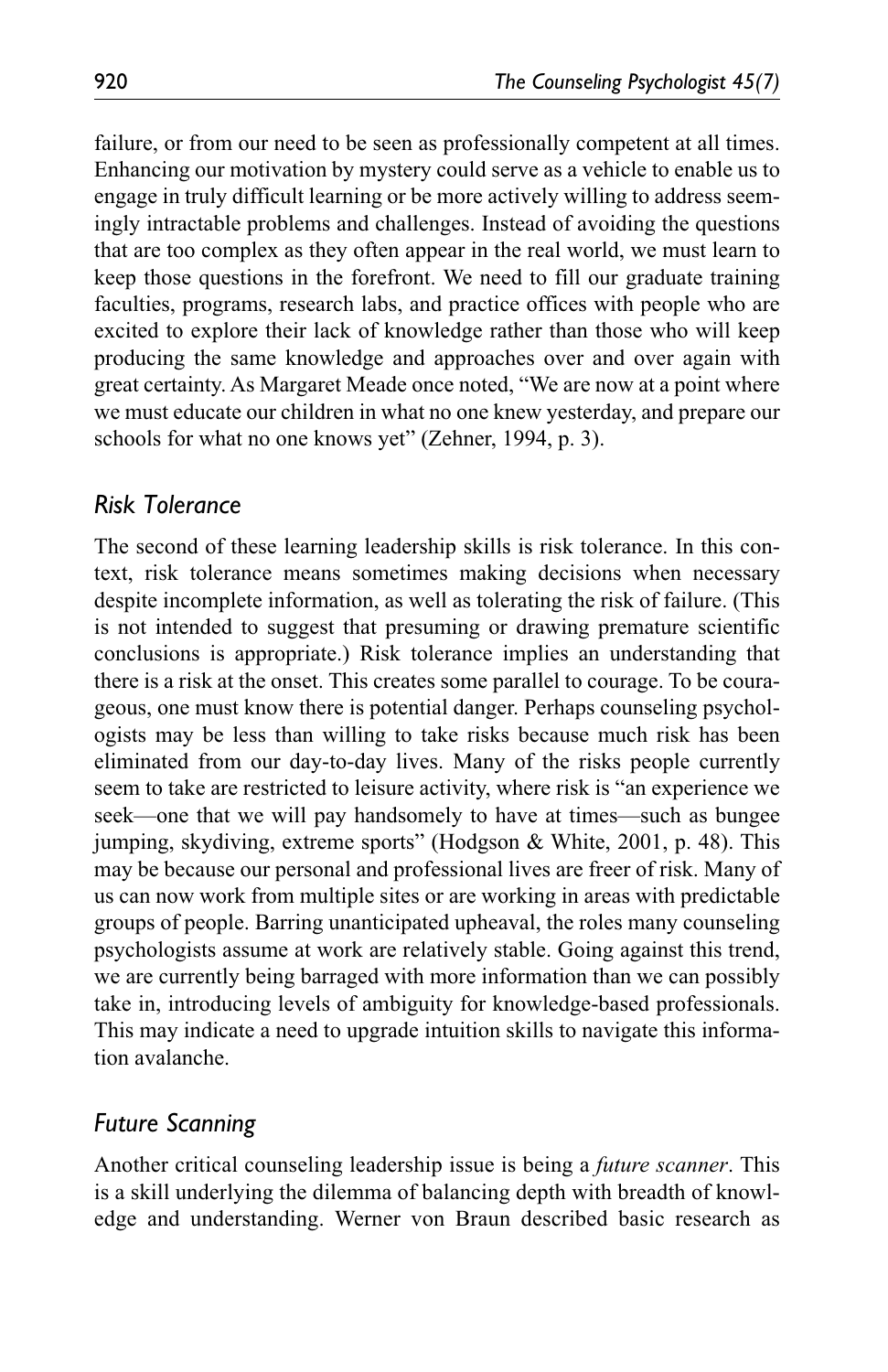failure, or from our need to be seen as professionally competent at all times. Enhancing our motivation by mystery could serve as a vehicle to enable us to engage in truly difficult learning or be more actively willing to address seemingly intractable problems and challenges. Instead of avoiding the questions that are too complex as they often appear in the real world, we must learn to keep those questions in the forefront. We need to fill our graduate training faculties, programs, research labs, and practice offices with people who are excited to explore their lack of knowledge rather than those who will keep producing the same knowledge and approaches over and over again with great certainty. As Margaret Meade once noted, "We are now at a point where we must educate our children in what no one knew yesterday, and prepare our schools for what no one knows yet" (Zehner, 1994, p. 3).

### *Risk Tolerance*

The second of these learning leadership skills is risk tolerance. In this context, risk tolerance means sometimes making decisions when necessary despite incomplete information, as well as tolerating the risk of failure. (This is not intended to suggest that presuming or drawing premature scientific conclusions is appropriate.) Risk tolerance implies an understanding that there is a risk at the onset. This creates some parallel to courage. To be courageous, one must know there is potential danger. Perhaps counseling psychologists may be less than willing to take risks because much risk has been eliminated from our day-to-day lives. Many of the risks people currently seem to take are restricted to leisure activity, where risk is "an experience we seek—one that we will pay handsomely to have at times—such as bungee jumping, skydiving, extreme sports" (Hodgson & White, 2001, p. 48). This may be because our personal and professional lives are freer of risk. Many of us can now work from multiple sites or are working in areas with predictable groups of people. Barring unanticipated upheaval, the roles many counseling psychologists assume at work are relatively stable. Going against this trend, we are currently being barraged with more information than we can possibly take in, introducing levels of ambiguity for knowledge-based professionals. This may indicate a need to upgrade intuition skills to navigate this information avalanche.

### *Future Scanning*

Another critical counseling leadership issue is being a *future scanner*. This is a skill underlying the dilemma of balancing depth with breadth of knowledge and understanding. Werner von Braun described basic research as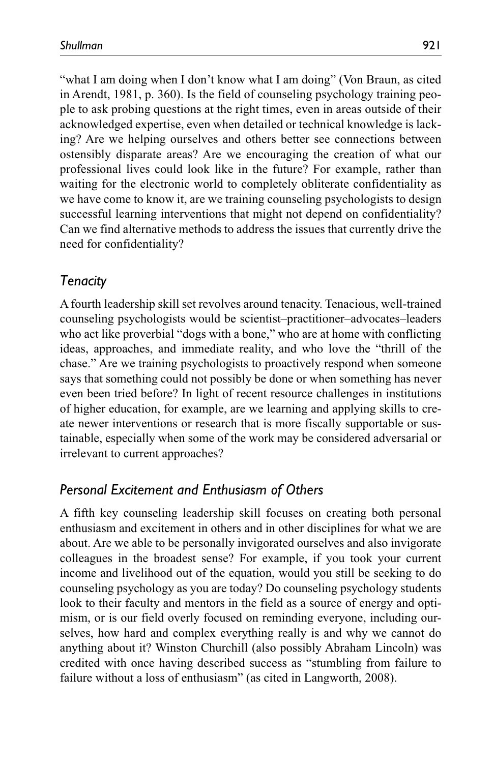"what I am doing when I don't know what I am doing" (Von Braun, as cited in Arendt, 1981, p. 360). Is the field of counseling psychology training people to ask probing questions at the right times, even in areas outside of their acknowledged expertise, even when detailed or technical knowledge is lacking? Are we helping ourselves and others better see connections between ostensibly disparate areas? Are we encouraging the creation of what our professional lives could look like in the future? For example, rather than waiting for the electronic world to completely obliterate confidentiality as we have come to know it, are we training counseling psychologists to design successful learning interventions that might not depend on confidentiality? Can we find alternative methods to address the issues that currently drive the need for confidentiality?

## *Tenacity*

A fourth leadership skill set revolves around tenacity. Tenacious, well-trained counseling psychologists would be scientist–practitioner–advocates–leaders who act like proverbial "dogs with a bone," who are at home with conflicting ideas, approaches, and immediate reality, and who love the "thrill of the chase." Are we training psychologists to proactively respond when someone says that something could not possibly be done or when something has never even been tried before? In light of recent resource challenges in institutions of higher education, for example, are we learning and applying skills to create newer interventions or research that is more fiscally supportable or sustainable, especially when some of the work may be considered adversarial or irrelevant to current approaches?

## *Personal Excitement and Enthusiasm of Others*

A fifth key counseling leadership skill focuses on creating both personal enthusiasm and excitement in others and in other disciplines for what we are about. Are we able to be personally invigorated ourselves and also invigorate colleagues in the broadest sense? For example, if you took your current income and livelihood out of the equation, would you still be seeking to do counseling psychology as you are today? Do counseling psychology students look to their faculty and mentors in the field as a source of energy and optimism, or is our field overly focused on reminding everyone, including ourselves, how hard and complex everything really is and why we cannot do anything about it? Winston Churchill (also possibly Abraham Lincoln) was credited with once having described success as "stumbling from failure to failure without a loss of enthusiasm" (as cited in Langworth, 2008).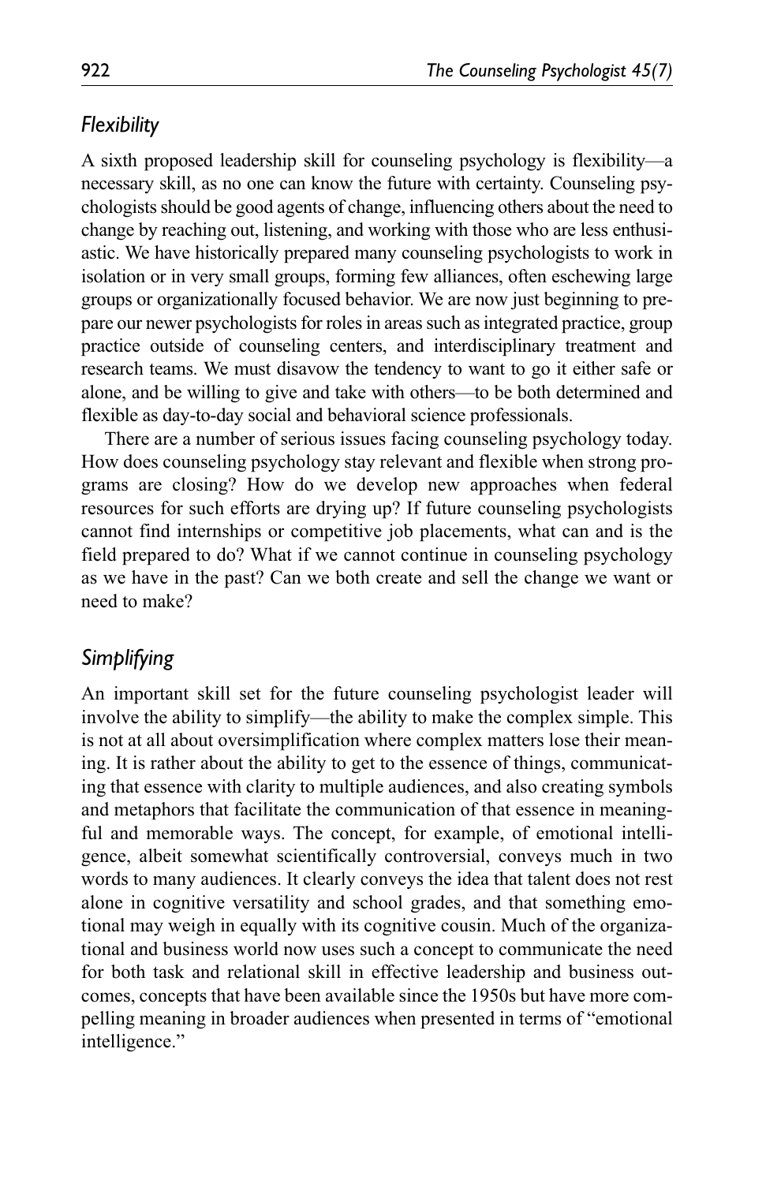### *Flexibility*

A sixth proposed leadership skill for counseling psychology is flexibility—a necessary skill, as no one can know the future with certainty. Counseling psychologists should be good agents of change, influencing others about the need to change by reaching out, listening, and working with those who are less enthusiastic. We have historically prepared many counseling psychologists to work in isolation or in very small groups, forming few alliances, often eschewing large groups or organizationally focused behavior. We are now just beginning to prepare our newer psychologists for roles in areas such as integrated practice, group practice outside of counseling centers, and interdisciplinary treatment and research teams. We must disavow the tendency to want to go it either safe or alone, and be willing to give and take with others—to be both determined and flexible as day-to-day social and behavioral science professionals.

There are a number of serious issues facing counseling psychology today. How does counseling psychology stay relevant and flexible when strong programs are closing? How do we develop new approaches when federal resources for such efforts are drying up? If future counseling psychologists cannot find internships or competitive job placements, what can and is the field prepared to do? What if we cannot continue in counseling psychology as we have in the past? Can we both create and sell the change we want or need to make?

### *Simplifying*

An important skill set for the future counseling psychologist leader will involve the ability to simplify—the ability to make the complex simple. This is not at all about oversimplification where complex matters lose their meaning. It is rather about the ability to get to the essence of things, communicating that essence with clarity to multiple audiences, and also creating symbols and metaphors that facilitate the communication of that essence in meaningful and memorable ways. The concept, for example, of emotional intelligence, albeit somewhat scientifically controversial, conveys much in two words to many audiences. It clearly conveys the idea that talent does not rest alone in cognitive versatility and school grades, and that something emotional may weigh in equally with its cognitive cousin. Much of the organizational and business world now uses such a concept to communicate the need for both task and relational skill in effective leadership and business outcomes, concepts that have been available since the 1950s but have more compelling meaning in broader audiences when presented in terms of "emotional intelligence."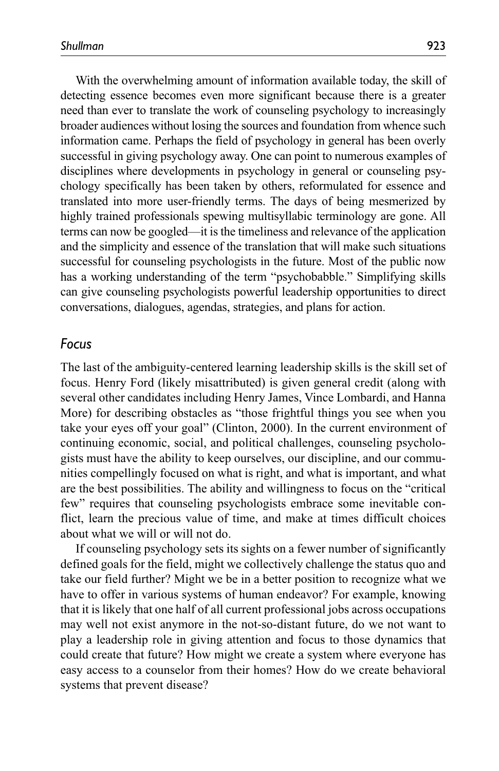With the overwhelming amount of information available today, the skill of detecting essence becomes even more significant because there is a greater need than ever to translate the work of counseling psychology to increasingly broader audiences without losing the sources and foundation from whence such information came. Perhaps the field of psychology in general has been overly successful in giving psychology away. One can point to numerous examples of disciplines where developments in psychology in general or counseling psychology specifically has been taken by others, reformulated for essence and translated into more user-friendly terms. The days of being mesmerized by highly trained professionals spewing multisyllabic terminology are gone. All terms can now be googled—it is the timeliness and relevance of the application and the simplicity and essence of the translation that will make such situations successful for counseling psychologists in the future. Most of the public now has a working understanding of the term "psychobabble." Simplifying skills can give counseling psychologists powerful leadership opportunities to direct conversations, dialogues, agendas, strategies, and plans for action.

### *Focus*

The last of the ambiguity-centered learning leadership skills is the skill set of focus. Henry Ford (likely misattributed) is given general credit (along with several other candidates including Henry James, Vince Lombardi, and Hanna More) for describing obstacles as "those frightful things you see when you take your eyes off your goal" (Clinton, 2000). In the current environment of continuing economic, social, and political challenges, counseling psychologists must have the ability to keep ourselves, our discipline, and our communities compellingly focused on what is right, and what is important, and what are the best possibilities. The ability and willingness to focus on the "critical few" requires that counseling psychologists embrace some inevitable conflict, learn the precious value of time, and make at times difficult choices about what we will or will not do.

If counseling psychology sets its sights on a fewer number of significantly defined goals for the field, might we collectively challenge the status quo and take our field further? Might we be in a better position to recognize what we have to offer in various systems of human endeavor? For example, knowing that it is likely that one half of all current professional jobs across occupations may well not exist anymore in the not-so-distant future, do we not want to play a leadership role in giving attention and focus to those dynamics that could create that future? How might we create a system where everyone has easy access to a counselor from their homes? How do we create behavioral systems that prevent disease?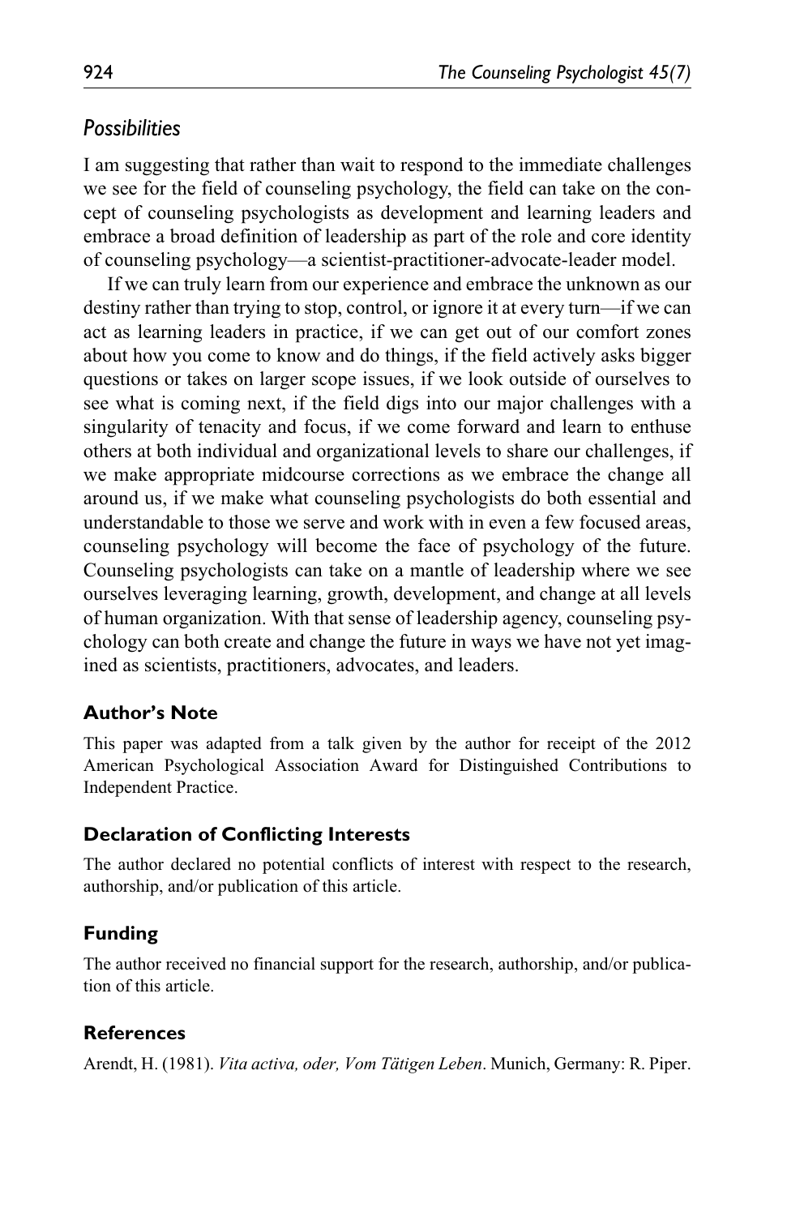### *Possibilities*

I am suggesting that rather than wait to respond to the immediate challenges we see for the field of counseling psychology, the field can take on the concept of counseling psychologists as development and learning leaders and embrace a broad definition of leadership as part of the role and core identity of counseling psychology—a scientist-practitioner-advocate-leader model.

If we can truly learn from our experience and embrace the unknown as our destiny rather than trying to stop, control, or ignore it at every turn—if we can act as learning leaders in practice, if we can get out of our comfort zones about how you come to know and do things, if the field actively asks bigger questions or takes on larger scope issues, if we look outside of ourselves to see what is coming next, if the field digs into our major challenges with a singularity of tenacity and focus, if we come forward and learn to enthuse others at both individual and organizational levels to share our challenges, if we make appropriate midcourse corrections as we embrace the change all around us, if we make what counseling psychologists do both essential and understandable to those we serve and work with in even a few focused areas, counseling psychology will become the face of psychology of the future. Counseling psychologists can take on a mantle of leadership where we see ourselves leveraging learning, growth, development, and change at all levels of human organization. With that sense of leadership agency, counseling psychology can both create and change the future in ways we have not yet imagined as scientists, practitioners, advocates, and leaders.

## Author's Note

This paper was adapted from a talk given by the author for receipt of the 2012 American Psychological Association Award for Distinguished Contributions to Independent Practice.

## Declaration of Conflicting Interests

The author declared no potential conflicts of interest with respect to the research, authorship, and/or publication of this article.

## Funding

The author received no financial support for the research, authorship, and/or publication of this article.

## References

Arendt, H. (1981). *Vita activa, oder, Vom Tätigen Leben*. Munich, Germany: R. Piper.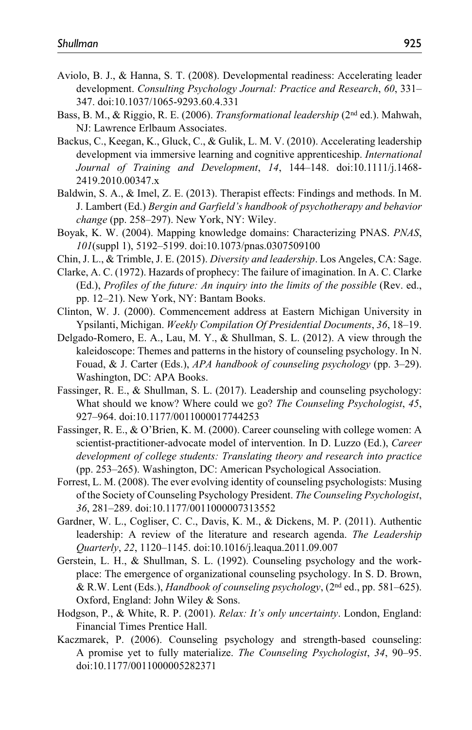Aviolo, B. J., & Hanna, S. T. (2008). Developmental readiness: Accelerating leader development. *Consulting Psychology Journal: Practice and Research*, *60*, 331–347. doi:10.1037/1065-9293.60.4.331

Bass, B. M., & Riggio, R. E. (2006). *Transformational leadership* (2nd ed.). Mahwah, NJ: Lawrence Erlbaum Associates.

Backus, C., Keegan, K., Gluck, C., & Gulik, L. M. V. (2010). Accelerating leadership development via immersive learning and cognitive apprenticeship. *International Journal of Training and Development*, *14*, 144–148. doi:10.1111/j.1468-2419.2010.00347.x

Baldwin, S. A., & Imel, Z. E. (2013). Therapist effects: Findings and methods. In M. J. Lambert (Ed.) *Bergin and Garfield's handbook of psychotherapy and behavior change* (pp. 258–297). New York, NY: Wiley.

Boyak, K. W. (2004). Mapping knowledge domains: Characterizing PNAS. *PNAS*, *101*(suppl 1), 5192–5199. doi:10.1073/pnas.0307509100

Chin, J. L., & Trimble, J. E. (2015). *Diversity and leadership*. Los Angeles, CA: Sage.

Clarke, A. C. (1972). Hazards of prophecy: The failure of imagination. In A. C. Clarke (Ed.), *Profiles of the future: An inquiry into the limits of the possible* (Rev. ed., pp. 12–21). New York, NY: Bantam Books.

Clinton, W. J. (2000). Commencement address at Eastern Michigan University in Ypsilanti, Michigan. *Weekly Compilation Of Presidential Documents*, *36*, 18–19.

Delgado-Romero, E. A., Lau, M. Y., & Shullman, S. L. (2012). A view through the kaleidoscope: Themes and patterns in the history of counseling psychology. In N. Fouad, & J. Carter (Eds.), *APA handbook of counseling psychology* (pp. 3–29). Washington, DC: APA Books.

Fassinger, R. E., & Shullman, S. L. (2017). Leadership and counseling psychology: What should we know? Where could we go? *The Counseling Psychologist*, *45*, 927–964. doi:10.1177/0011000017744253

Fassinger, R. E., & O'Brien, K. M. (2000). Career counseling with college women: A scientist-practitioner-advocate model of intervention. In D. Luzzo (Ed.), *Career development of college students: Translating theory and research into practice* (pp. 253–265). Washington, DC: American Psychological Association.

Forrest, L. M. (2008). The ever evolving identity of counseling psychologists: Musing of the Society of Counseling Psychology President. *The Counseling Psychologist*, *36*, 281–289. doi:10.1177/0011000007313552

Gardner, W. L., Cogliser, C. C., Davis, K. M., & Dickens, M. P. (2011). Authentic leadership: A review of the literature and research agenda. *The Leadership Quarterly*, *22*, 1120–1145. doi:10.1016/j.leaqua.2011.09.007

Gerstein, L. H., & Shullman, S. L. (1992). Counseling psychology and the workplace: The emergence of organizational counseling psychology. In S. D. Brown, & R.W. Lent (Eds.), *Handbook of counseling psychology*, (2nd ed., pp. 581–625). Oxford, England: John Wiley & Sons.

Hodgson, P., & White, R. P. (2001). *Relax: It's only uncertainty*. London, England: Financial Times Prentice Hall.

Kaczmarek, P. (2006). Counseling psychology and strength-based counseling: A promise yet to fully materialize. *The Counseling Psychologist*, *34*, 90–95. doi:10.1177/0011000005282371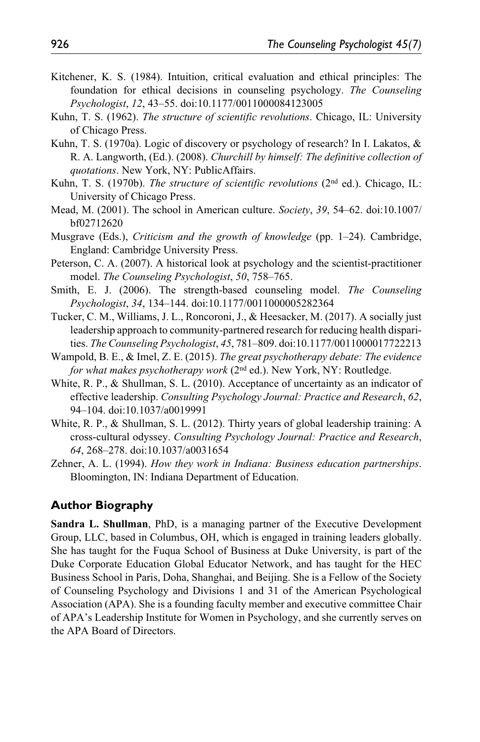Kitchener, K. S. (1984). Intuition, critical evaluation and ethical principles: The foundation for ethical decisions in counseling psychology. *The Counseling Psychologist*, *12*, 43–55. doi:10.1177/0011000084123005

Kuhn, T. S. (1962). *The structure of scientific revolutions*. Chicago, IL: University of Chicago Press.

Kuhn, T. S. (1970a). Logic of discovery or psychology of research? In I. Lakatos, & R. A. Langworth, (Ed.). (2008). *Churchill by himself: The definitive collection of quotations*. New York, NY: PublicAffairs.

Kuhn, T. S. (1970b). *The structure of scientific revolutions* (2nd ed.). Chicago, IL: University of Chicago Press.

Mead, M. (2001). The school in American culture. *Society*, *39*, 54–62. doi:10.1007/bf02712620

Musgrave (Eds.), *Criticism and the growth of knowledge* (pp. 1–24). Cambridge, England: Cambridge University Press.

Peterson, C. A. (2007). A historical look at psychology and the scientist-practitioner model. *The Counseling Psychologist*, *50*, 758–765.

Smith, E. J. (2006). The strength-based counseling model. *The Counseling Psychologist*, *34*, 134–144. doi:10.1177/0011000005282364

Tucker, C. M., Williams, J. L., Roncoroni, J., & Heesacker, M. (2017). A socially just leadership approach to community-partnered research for reducing health disparities. *The Counseling Psychologist*, *45*, 781–809. doi:10.1177/0011000017722213

Wampold, B. E., & Imel, Z. E. (2015). *The great psychotherapy debate: The evidence for what makes psychotherapy work* (2nd ed.). New York, NY: Routledge.

White, R. P., & Shullman, S. L. (2010). Acceptance of uncertainty as an indicator of effective leadership. *Consulting Psychology Journal: Practice and Research*, *62*, 94–104. doi:10.1037/a0019991

White, R. P., & Shullman, S. L. (2012). Thirty years of global leadership training: A cross-cultural odyssey. *Consulting Psychology Journal: Practice and Research*, *64*, 268–278. doi:10.1037/a0031654

Zehner, A. L. (1994). *How they work in Indiana: Business education partnerships*. Bloomington, IN: Indiana Department of Education.

## Author Biography

**Sandra L. Shullman**, PhD, is a managing partner of the Executive Development Group, LLC, based in Columbus, OH, which is engaged in training leaders globally. She has taught for the Fuqua School of Business at Duke University, is part of the Duke Corporate Education Global Educator Network, and has taught for the HEC Business School in Paris, Doha, Shanghai, and Beijing. She is a Fellow of the Society of Counseling Psychology and Divisions 1 and 31 of the American Psychological Association (APA). She is a founding faculty member and executive committee Chair of APA's Leadership Institute for Women in Psychology, and she currently serves on the APA Board of Directors.